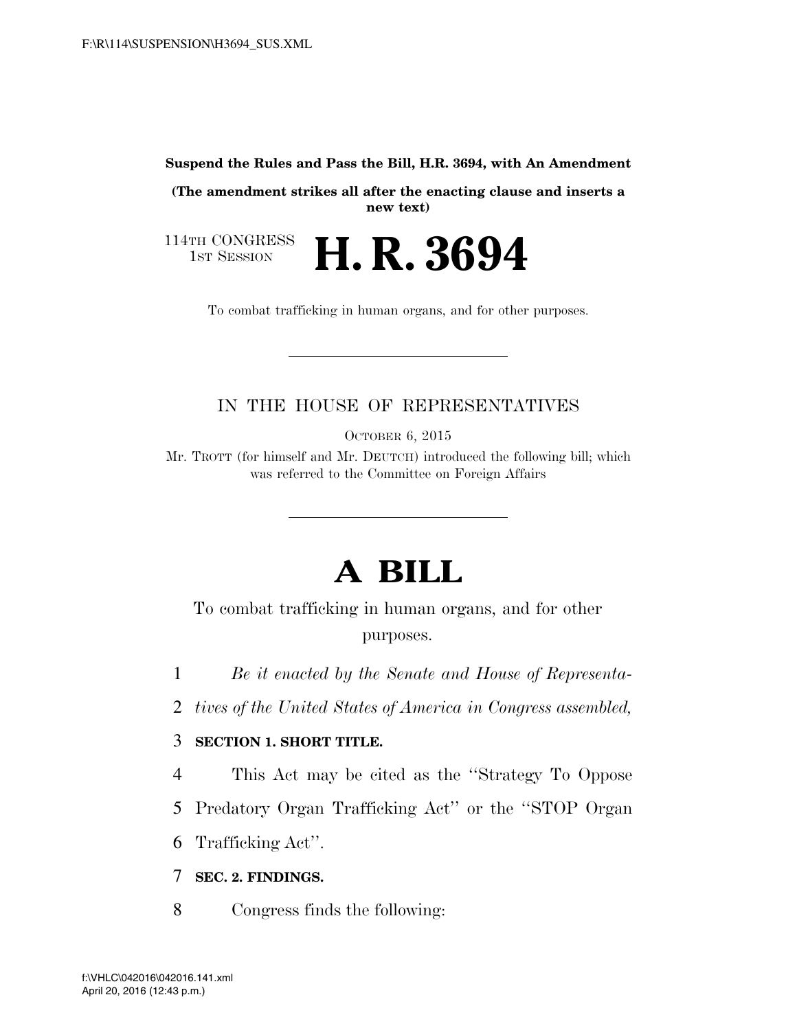**Suspend the Rules and Pass the Bill, H.R. 3694, with An Amendment**

**(The amendment strikes all after the enacting clause and inserts a new text)**

114TH CONGRESS
1ST SESSION

# H. R. 3694

To combat trafficking in human organs, and for other purposes.

---

IN THE HOUSE OF REPRESENTATIVES

OCTOBER 6, 2015

Mr. TROTT (for himself and Mr. DEUTCH) introduced the following bill; which was referred to the Committee on Foreign Affairs

---

# A BILL

To combat trafficking in human organs, and for other purposes.

1 *Be it enacted by the Senate and House of Representa-*
2 *tives of the United States of America in Congress assembled,*

3 **SECTION 1. SHORT TITLE.**

4 This Act may be cited as the ''Strategy To Oppose
5 Predatory Organ Trafficking Act'' or the ''STOP Organ
6 Trafficking Act''.

7 **SEC. 2. FINDINGS.**

8 Congress finds the following: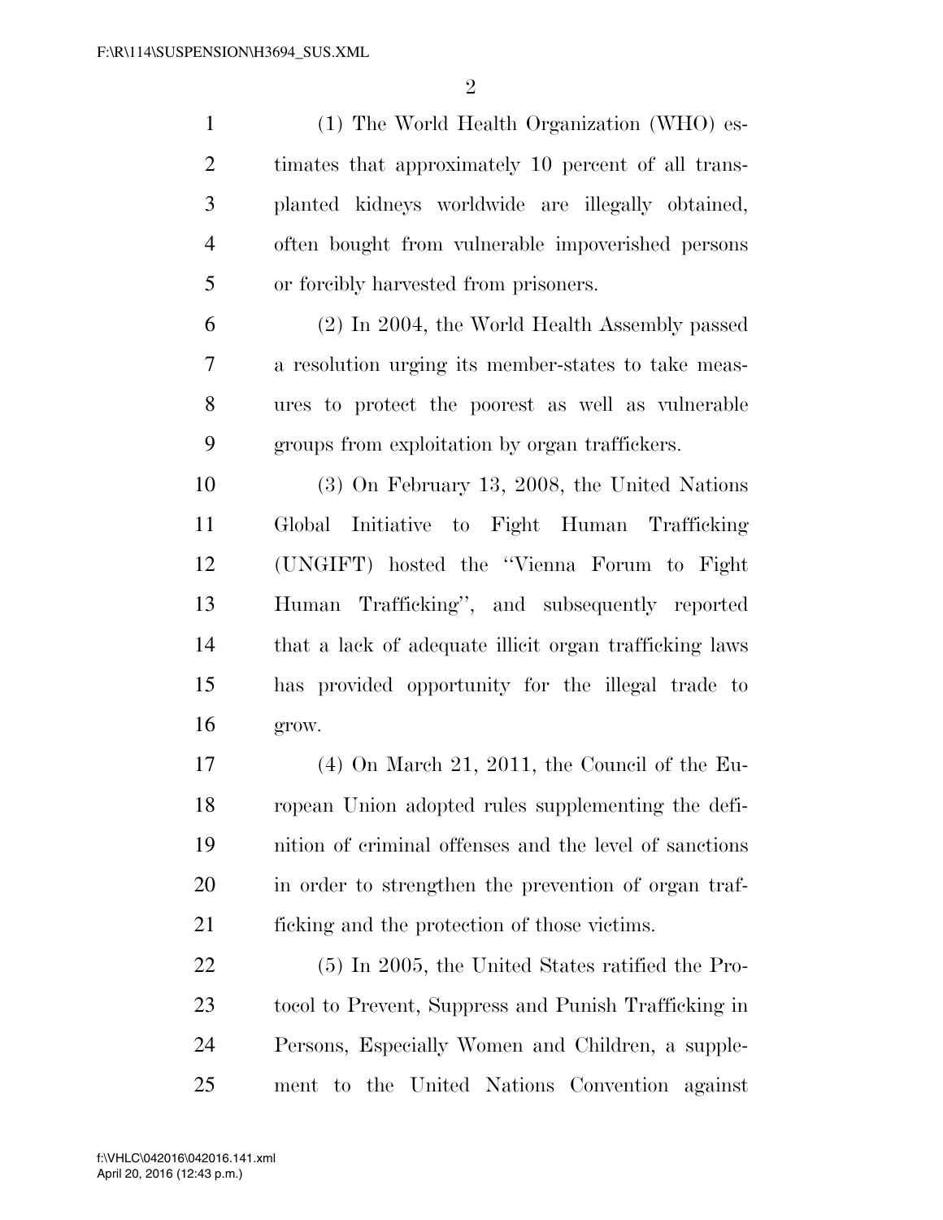(1) The World Health Organization (WHO) estimates that approximately 10 percent of all transplanted kidneys worldwide are illegally obtained, often bought from vulnerable impoverished persons or forcibly harvested from prisoners.

(2) In 2004, the World Health Assembly passed a resolution urging its member-states to take measures to protect the poorest as well as vulnerable groups from exploitation by organ traffickers.

(3) On February 13, 2008, the United Nations Global Initiative to Fight Human Trafficking (UNGIFT) hosted the "Vienna Forum to Fight Human Trafficking", and subsequently reported that a lack of adequate illicit organ trafficking laws has provided opportunity for the illegal trade to grow.

(4) On March 21, 2011, the Council of the European Union adopted rules supplementing the definition of criminal offenses and the level of sanctions in order to strengthen the prevention of organ trafficking and the protection of those victims.

(5) In 2005, the United States ratified the Protocol to Prevent, Suppress and Punish Trafficking in Persons, Especially Women and Children, a supplement to the United Nations Convention against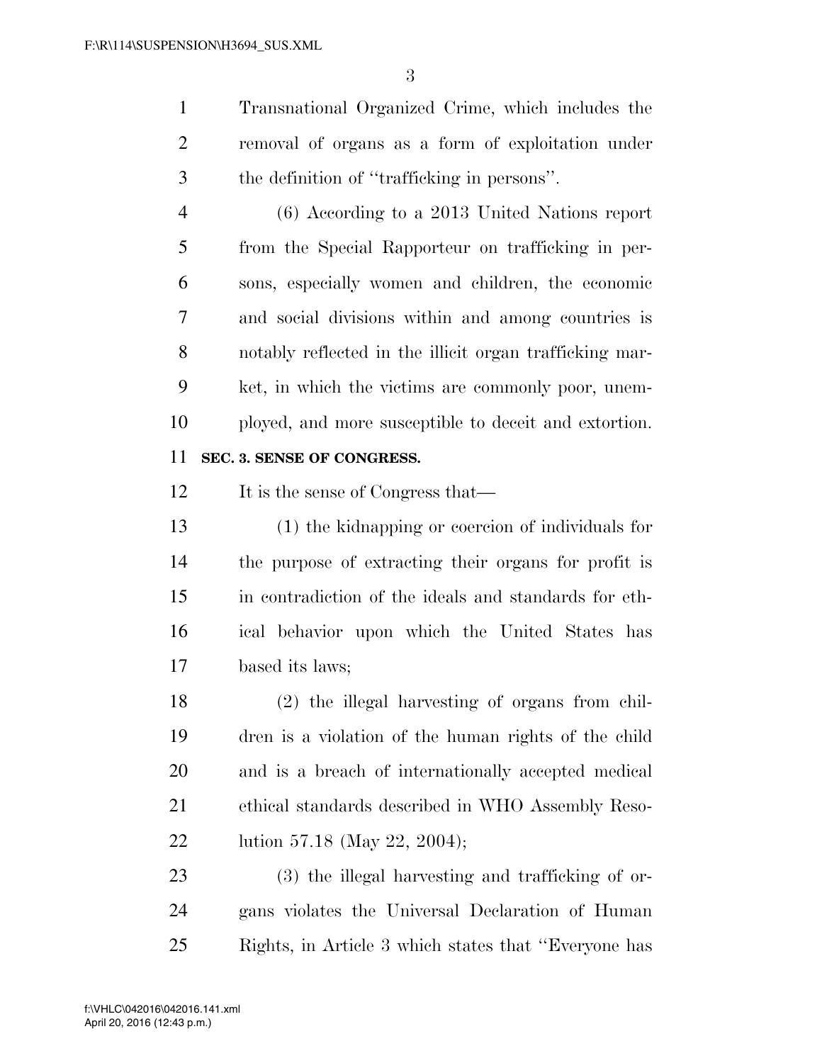Transnational Organized Crime, which includes the removal of organs as a form of exploitation under the definition of ''trafficking in persons''.

(6) According to a 2013 United Nations report from the Special Rapporteur on trafficking in persons, especially women and children, the economic and social divisions within and among countries is notably reflected in the illicit organ trafficking market, in which the victims are commonly poor, unemployed, and more susceptible to deceit and extortion.

**SEC. 3. SENSE OF CONGRESS.**

It is the sense of Congress that—

(1) the kidnapping or coercion of individuals for the purpose of extracting their organs for profit is in contradiction of the ideals and standards for ethical behavior upon which the United States has based its laws;

(2) the illegal harvesting of organs from children is a violation of the human rights of the child and is a breach of internationally accepted medical ethical standards described in WHO Assembly Resolution 57.18 (May 22, 2004);

(3) the illegal harvesting and trafficking of organs violates the Universal Declaration of Human Rights, in Article 3 which states that ''Everyone has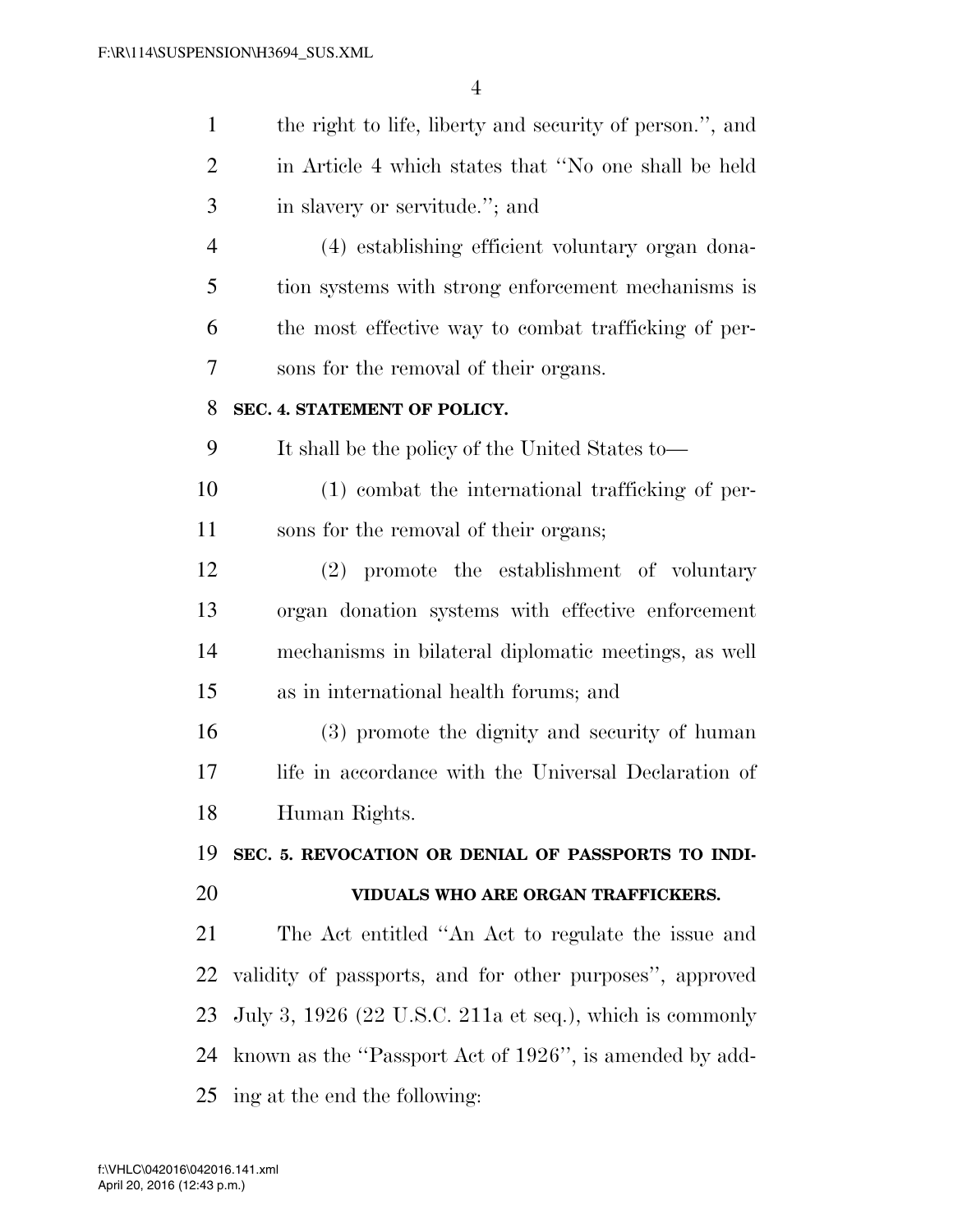the right to life, liberty and security of person.'', and in Article 4 which states that ''No one shall be held in slavery or servitude.''; and

(4) establishing efficient voluntary organ donation systems with strong enforcement mechanisms is the most effective way to combat trafficking of persons for the removal of their organs.

**SEC. 4. STATEMENT OF POLICY.**

It shall be the policy of the United States to—

(1) combat the international trafficking of persons for the removal of their organs;

(2) promote the establishment of voluntary organ donation systems with effective enforcement mechanisms in bilateral diplomatic meetings, as well as in international health forums; and

(3) promote the dignity and security of human life in accordance with the Universal Declaration of Human Rights.

**SEC. 5. REVOCATION OR DENIAL OF PASSPORTS TO INDIVIDUALS WHO ARE ORGAN TRAFFICKERS.**

The Act entitled ''An Act to regulate the issue and validity of passports, and for other purposes'', approved July 3, 1926 (22 U.S.C. 211a et seq.), which is commonly known as the ''Passport Act of 1926'', is amended by adding at the end the following: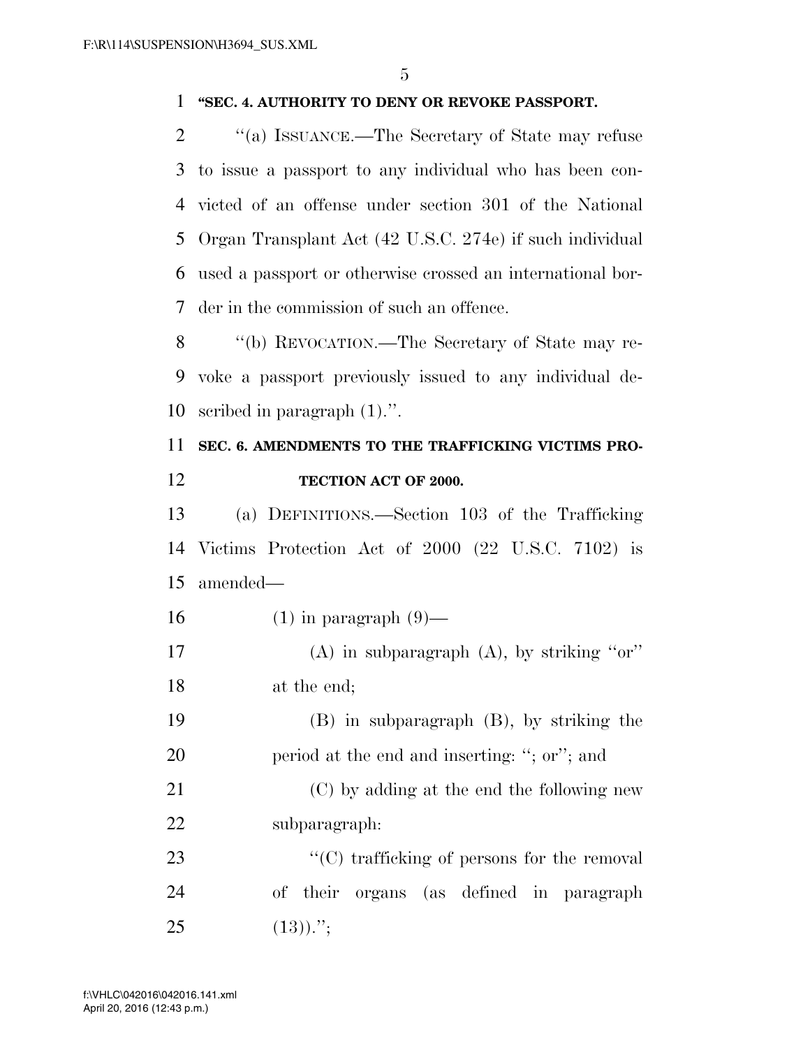**"SEC. 4. AUTHORITY TO DENY OR REVOKE PASSPORT.**

"(a) ISSUANCE.—The Secretary of State may refuse to issue a passport to any individual who has been convicted of an offense under section 301 of the National Organ Transplant Act (42 U.S.C. 274e) if such individual used a passport or otherwise crossed an international border in the commission of such an offence.

"(b) REVOCATION.—The Secretary of State may revoke a passport previously issued to any individual described in paragraph (1).".

**SEC. 6. AMENDMENTS TO THE TRAFFICKING VICTIMS PROTECTION ACT OF 2000.**

(a) DEFINITIONS.—Section 103 of the Trafficking Victims Protection Act of 2000 (22 U.S.C. 7102) is amended—

(1) in paragraph (9)—

(A) in subparagraph (A), by striking "or" at the end;

(B) in subparagraph (B), by striking the period at the end and inserting: "; or"; and

(C) by adding at the end the following new subparagraph:

"(C) trafficking of persons for the removal of their organs (as defined in paragraph (13)).";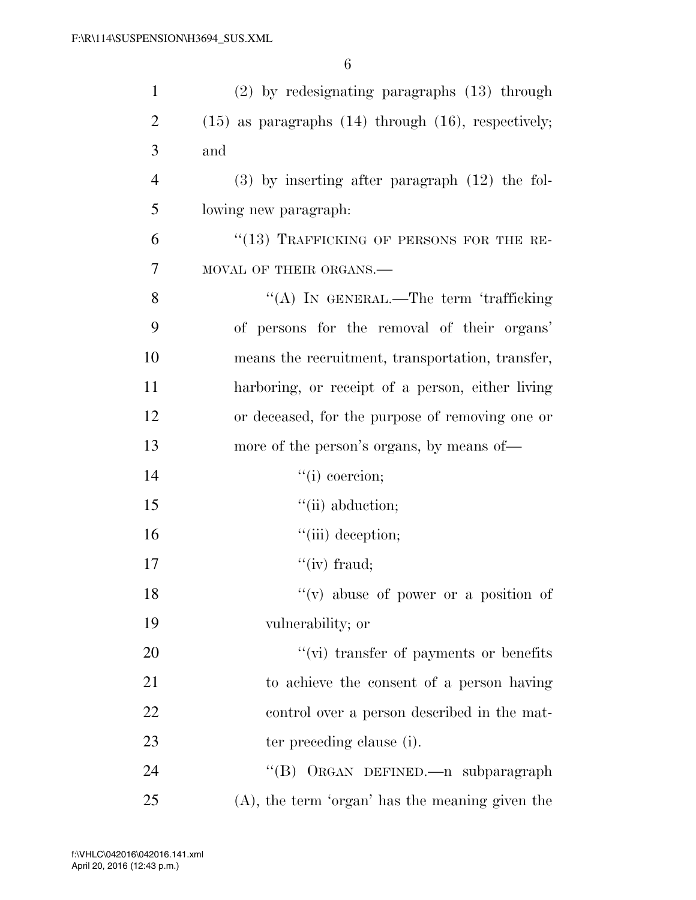(2) by redesignating paragraphs (13) through (15) as paragraphs (14) through (16), respectively; and

(3) by inserting after paragraph (12) the following new paragraph:

"(13) TRAFFICKING OF PERSONS FOR THE REMOVAL OF THEIR ORGANS.—

"(A) IN GENERAL.—The term 'trafficking of persons for the removal of their organs' means the recruitment, transportation, transfer, harboring, or receipt of a person, either living or deceased, for the purpose of removing one or more of the person's organs, by means of—

"(i) coercion;

"(ii) abduction;

"(iii) deception;

"(iv) fraud;

"(v) abuse of power or a position of vulnerability; or

"(vi) transfer of payments or benefits to achieve the consent of a person having control over a person described in the matter preceding clause (i).

"(B) ORGAN DEFINED.—n subparagraph (A), the term 'organ' has the meaning given the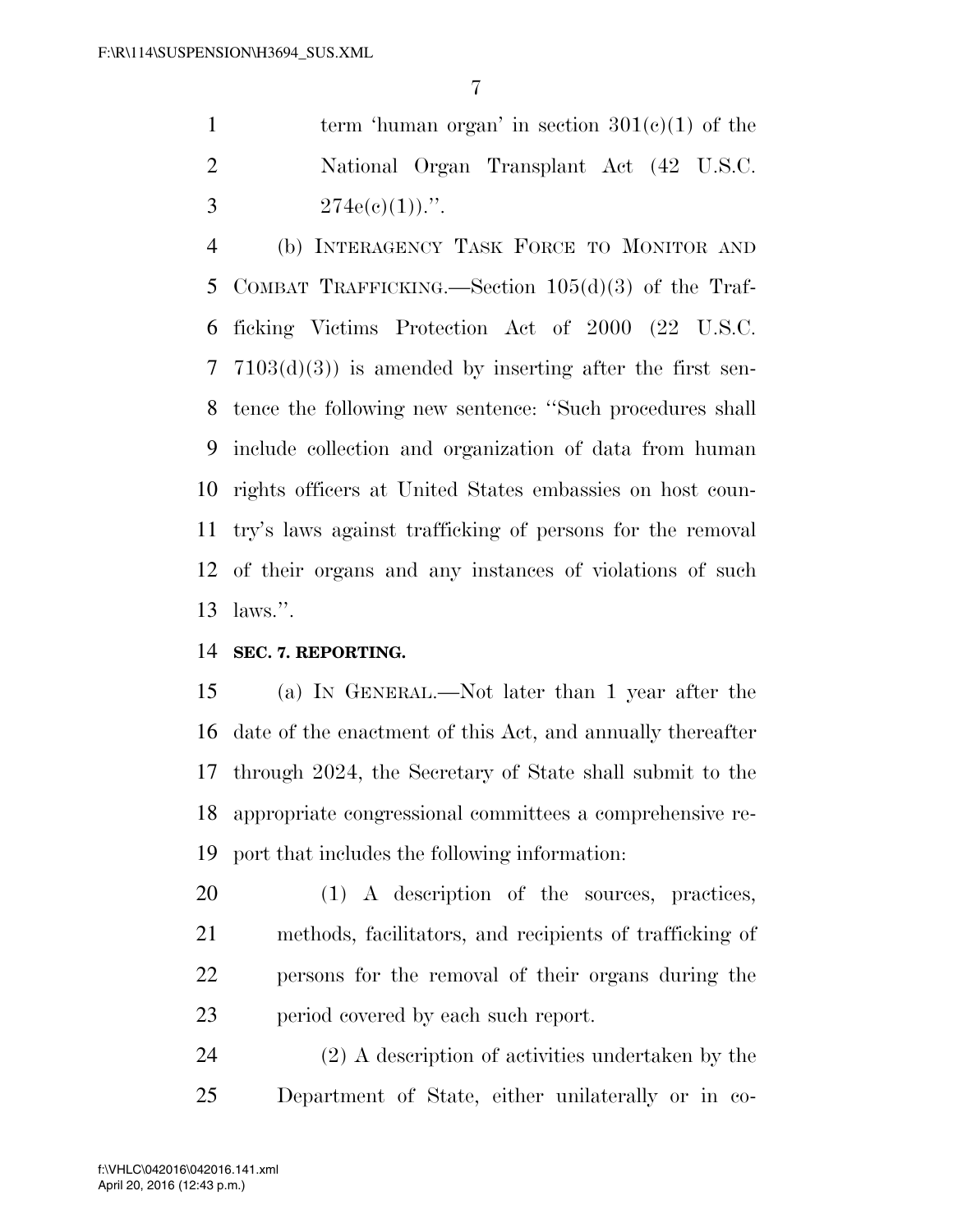term 'human organ' in section 301(c)(1) of the National Organ Transplant Act (42 U.S.C. 274e(c)(1)).''.

(b) INTERAGENCY TASK FORCE TO MONITOR AND COMBAT TRAFFICKING.—Section 105(d)(3) of the Trafficking Victims Protection Act of 2000 (22 U.S.C. 7103(d)(3)) is amended by inserting after the first sentence the following new sentence: ''Such procedures shall include collection and organization of data from human rights officers at United States embassies on host country's laws against trafficking of persons for the removal of their organs and any instances of violations of such laws.''.

**SEC. 7. REPORTING.**

(a) IN GENERAL.—Not later than 1 year after the date of the enactment of this Act, and annually thereafter through 2024, the Secretary of State shall submit to the appropriate congressional committees a comprehensive report that includes the following information:

(1) A description of the sources, practices, methods, facilitators, and recipients of trafficking of persons for the removal of their organs during the period covered by each such report.

(2) A description of activities undertaken by the Department of State, either unilaterally or in co-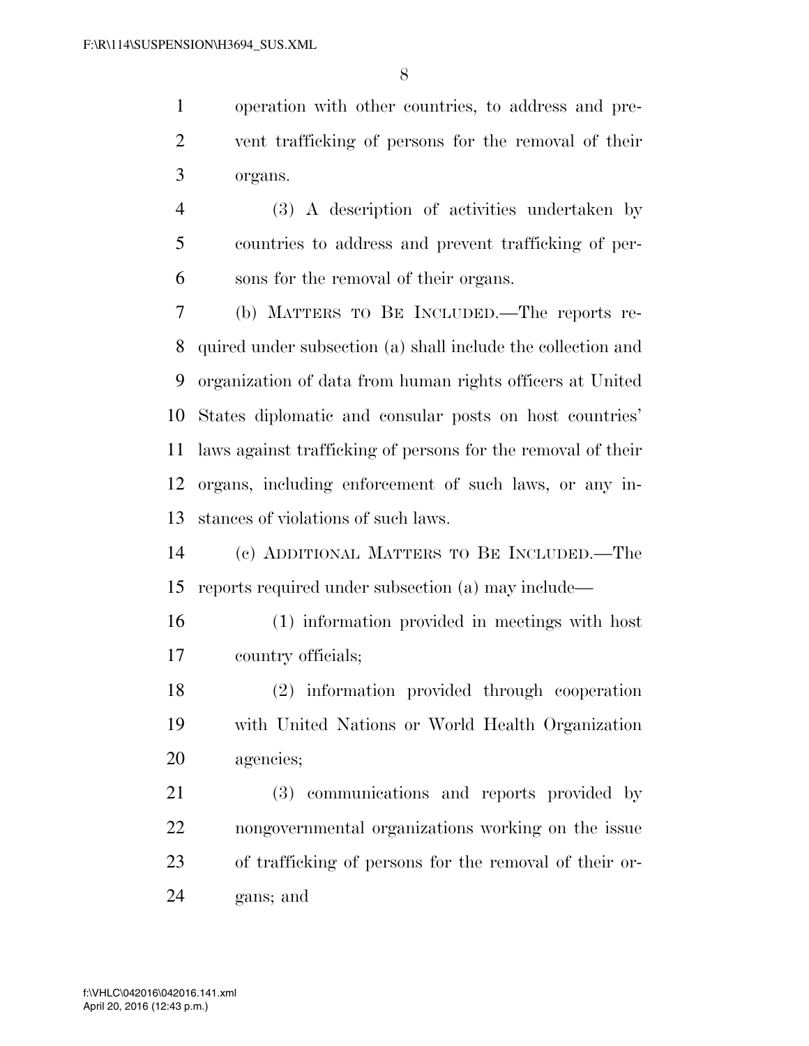operation with other countries, to address and prevent trafficking of persons for the removal of their organs.

(3) A description of activities undertaken by countries to address and prevent trafficking of persons for the removal of their organs.

(b) MATTERS TO BE INCLUDED.—The reports required under subsection (a) shall include the collection and organization of data from human rights officers at United States diplomatic and consular posts on host countries' laws against trafficking of persons for the removal of their organs, including enforcement of such laws, or any instances of violations of such laws.

(c) ADDITIONAL MATTERS TO BE INCLUDED.—The reports required under subsection (a) may include—

(1) information provided in meetings with host country officials;

(2) information provided through cooperation with United Nations or World Health Organization agencies;

(3) communications and reports provided by nongovernmental organizations working on the issue of trafficking of persons for the removal of their organs; and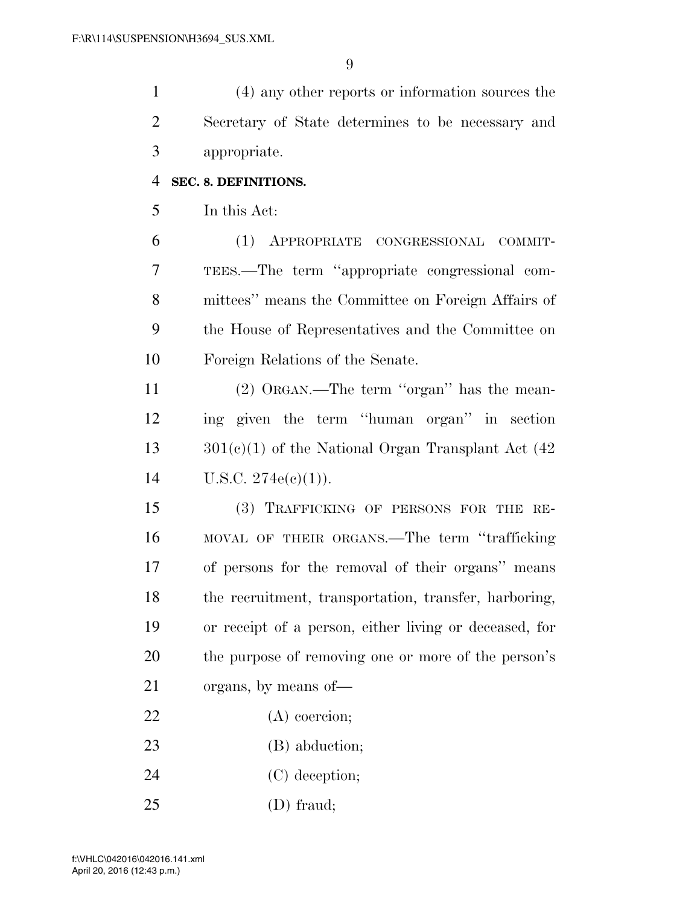(4) any other reports or information sources the Secretary of State determines to be necessary and appropriate.

**SEC. 8. DEFINITIONS.**

In this Act:

(1) APPROPRIATE CONGRESSIONAL COMMITTEES.—The term "appropriate congressional committees" means the Committee on Foreign Affairs of the House of Representatives and the Committee on Foreign Relations of the Senate.

(2) ORGAN.—The term "organ" has the meaning given the term "human organ" in section 301(c)(1) of the National Organ Transplant Act (42 U.S.C. 274e(c)(1)).

(3) TRAFFICKING OF PERSONS FOR THE REMOVAL OF THEIR ORGANS.—The term "trafficking of persons for the removal of their organs" means the recruitment, transportation, transfer, harboring, or receipt of a person, either living or deceased, for the purpose of removing one or more of the person's organs, by means of—

(A) coercion;

(B) abduction;

(C) deception;

(D) fraud;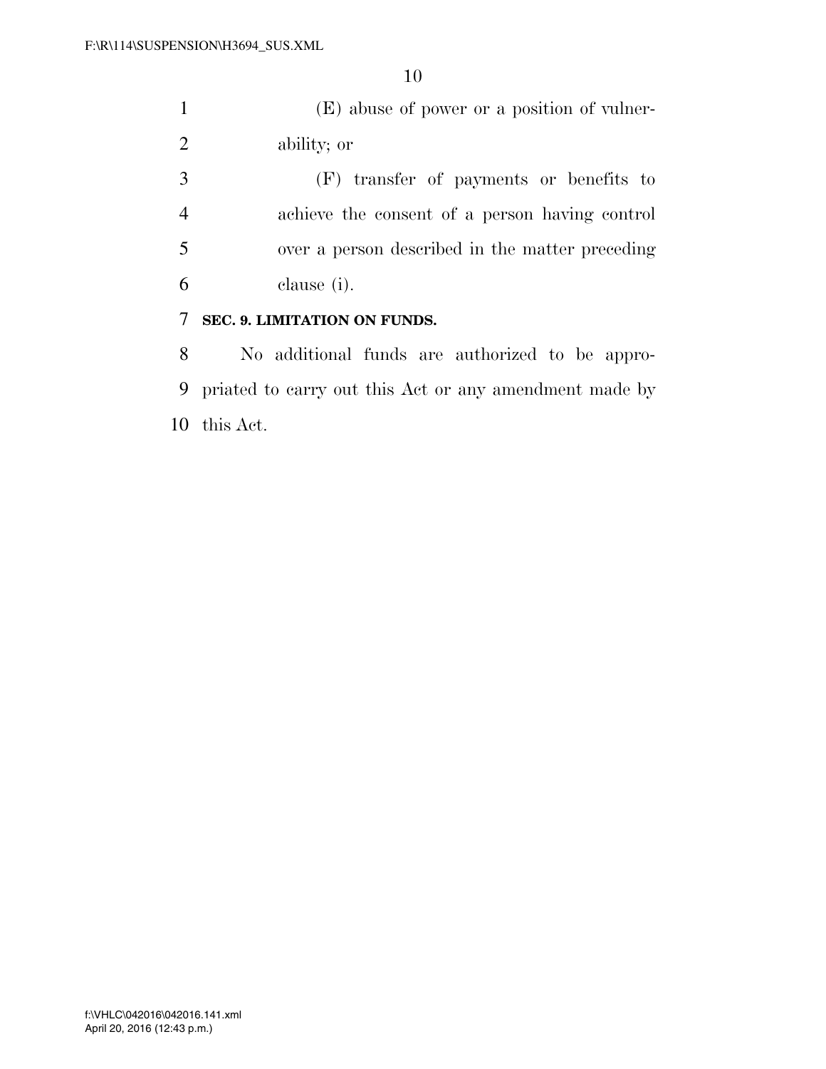(E) abuse of power or a position of vulnerability; or

(F) transfer of payments or benefits to achieve the consent of a person having control over a person described in the matter preceding clause (i).

**SEC. 9. LIMITATION ON FUNDS.**

No additional funds are authorized to be appropriated to carry out this Act or any amendment made by this Act.